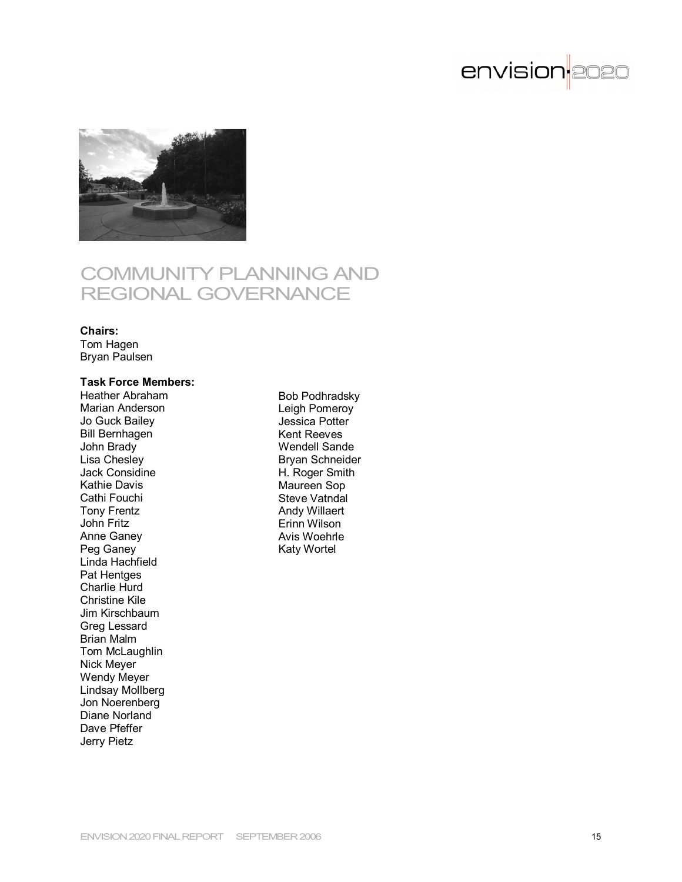# COMMUNITY PLANNING AND REGIONAL GOVERNANCE

**Chairs:**
Tom Hagen
Bryan Paulsen

**Task Force Members:**
Heather Abraham
Marian Anderson
Jo Guck Bailey
Bill Bernhagen
John Brady
Lisa Chesley
Jack Considine
Kathie Davis
Cathi Fouchi
Tony Frentz
John Fritz
Anne Ganey
Peg Ganey
Linda Hachfield
Pat Hentges
Charlie Hurd
Christine Kile
Jim Kirschbaum
Greg Lessard
Brian Malm
Tom McLaughlin
Nick Meyer
Wendy Meyer
Lindsay Mollberg
Jon Noerenberg
Diane Norland
Dave Pfeffer
Jerry Pietz
Bob Podhradsky
Leigh Pomeroy
Jessica Potter
Kent Reeves
Wendell Sande
Bryan Schneider
H. Roger Smith
Maureen Sop
Steve Vatndal
Andy Willaert
Erinn Wilson
Avis Woehrle
Katy Wortel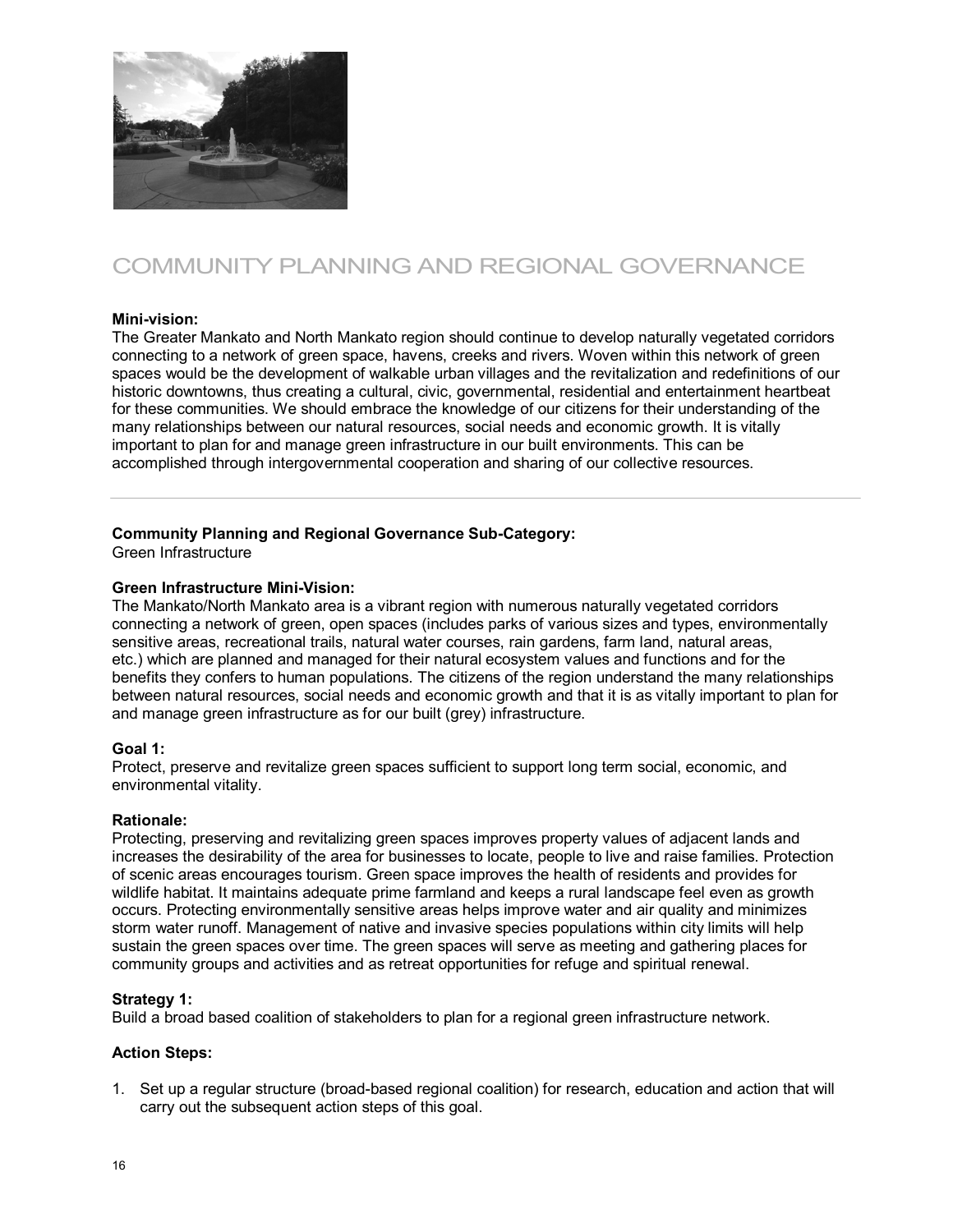# COMMUNITY PLANNING AND REGIONAL GOVERNANCE

**Mini-vision:**
The Greater Mankato and North Mankato region should continue to develop naturally vegetated corridors connecting to a network of green space, havens, creeks and rivers. Woven within this network of green spaces would be the development of walkable urban villages and the revitalization and redefinitions of our historic downtowns, thus creating a cultural, civic, governmental, residential and entertainment heartbeat for these communities. We should embrace the knowledge of our citizens for their understanding of the many relationships between our natural resources, social needs and economic growth. It is vitally important to plan for and manage green infrastructure in our built environments. This can be accomplished through intergovernmental cooperation and sharing of our collective resources.

---

**Community Planning and Regional Governance Sub-Category:**
Green Infrastructure

**Green Infrastructure Mini-Vision:**
The Mankato/North Mankato area is a vibrant region with numerous naturally vegetated corridors connecting a network of green, open spaces (includes parks of various sizes and types, environmentally sensitive areas, recreational trails, natural water courses, rain gardens, farm land, natural areas, etc.) which are planned and managed for their natural ecosystem values and functions and for the benefits they confers to human populations. The citizens of the region understand the many relationships between natural resources, social needs and economic growth and that it is as vitally important to plan for and manage green infrastructure as for our built (grey) infrastructure.

**Goal 1:**
Protect, preserve and revitalize green spaces sufficient to support long term social, economic, and environmental vitality.

**Rationale:**
Protecting, preserving and revitalizing green spaces improves property values of adjacent lands and increases the desirability of the area for businesses to locate, people to live and raise families. Protection of scenic areas encourages tourism. Green space improves the health of residents and provides for wildlife habitat. It maintains adequate prime farmland and keeps a rural landscape feel even as growth occurs. Protecting environmentally sensitive areas helps improve water and air quality and minimizes storm water runoff. Management of native and invasive species populations within city limits will help sustain the green spaces over time. The green spaces will serve as meeting and gathering places for community groups and activities and as retreat opportunities for refuge and spiritual renewal.

**Strategy 1:**
Build a broad based coalition of stakeholders to plan for a regional green infrastructure network.

**Action Steps:**

1. Set up a regular structure (broad-based regional coalition) for research, education and action that will carry out the subsequent action steps of this goal.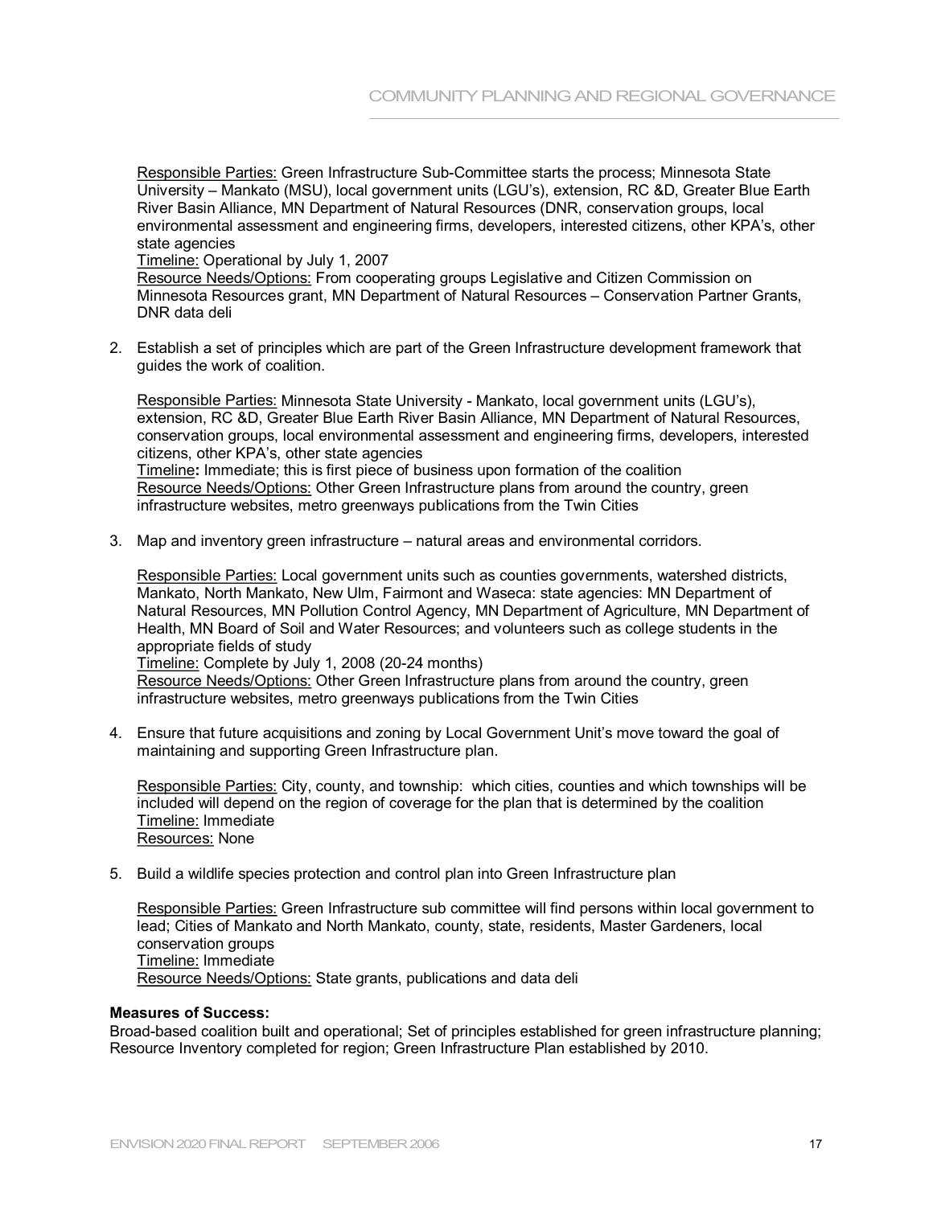Responsible Parties: Green Infrastructure Sub-Committee starts the process; Minnesota State University – Mankato (MSU), local government units (LGU's), extension, RC &D, Greater Blue Earth River Basin Alliance, MN Department of Natural Resources (DNR, conservation groups, local environmental assessment and engineering firms, developers, interested citizens, other KPA's, other state agencies
Timeline: Operational by July 1, 2007
Resource Needs/Options: From cooperating groups Legislative and Citizen Commission on Minnesota Resources grant, MN Department of Natural Resources – Conservation Partner Grants, DNR data deli

2. Establish a set of principles which are part of the Green Infrastructure development framework that guides the work of coalition.

   Responsible Parties: Minnesota State University - Mankato, local government units (LGU's), extension, RC &D, Greater Blue Earth River Basin Alliance, MN Department of Natural Resources, conservation groups, local environmental assessment and engineering firms, developers, interested citizens, other KPA's, other state agencies
   Timeline**:** Immediate; this is first piece of business upon formation of the coalition
   Resource Needs/Options: Other Green Infrastructure plans from around the country, green infrastructure websites, metro greenways publications from the Twin Cities

3. Map and inventory green infrastructure – natural areas and environmental corridors.

   Responsible Parties: Local government units such as counties governments, watershed districts, Mankato, North Mankato, New Ulm, Fairmont and Waseca: state agencies: MN Department of Natural Resources, MN Pollution Control Agency, MN Department of Agriculture, MN Department of Health, MN Board of Soil and Water Resources; and volunteers such as college students in the appropriate fields of study
   Timeline: Complete by July 1, 2008 (20-24 months)
   Resource Needs/Options: Other Green Infrastructure plans from around the country, green infrastructure websites, metro greenways publications from the Twin Cities

4. Ensure that future acquisitions and zoning by Local Government Unit's move toward the goal of maintaining and supporting Green Infrastructure plan.

   Responsible Parties: City, county, and township: which cities, counties and which townships will be included will depend on the region of coverage for the plan that is determined by the coalition
   Timeline: Immediate
   Resources: None

5. Build a wildlife species protection and control plan into Green Infrastructure plan

   Responsible Parties: Green Infrastructure sub committee will find persons within local government to lead; Cities of Mankato and North Mankato, county, state, residents, Master Gardeners, local conservation groups
   Timeline: Immediate
   Resource Needs/Options: State grants, publications and data deli

**Measures of Success:**
Broad-based coalition built and operational; Set of principles established for green infrastructure planning; Resource Inventory completed for region; Green Infrastructure Plan established by 2010.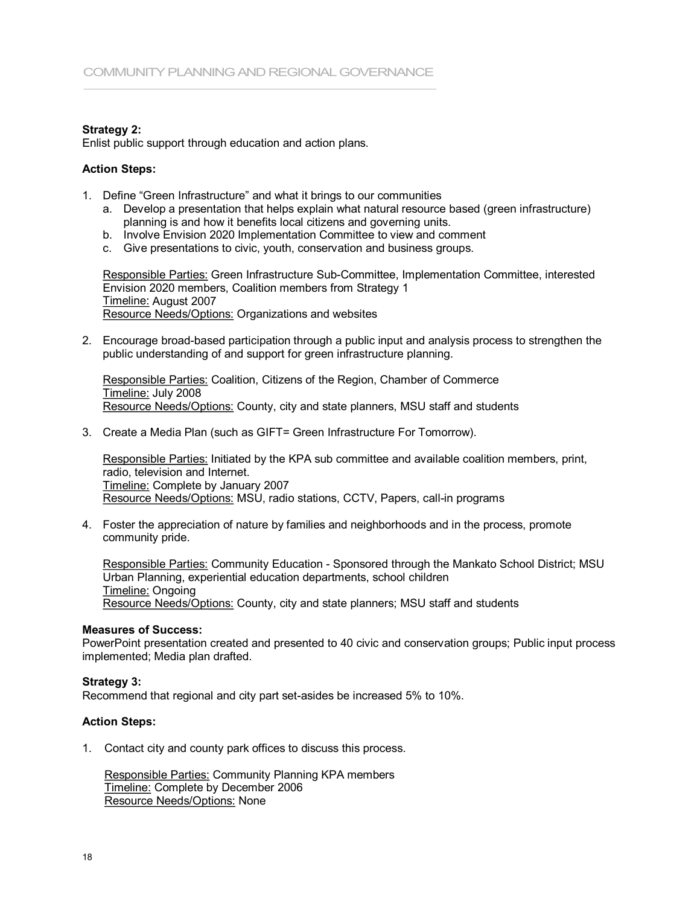**Strategy 2:**
Enlist public support through education and action plans.

**Action Steps:**

1. Define "Green Infrastructure" and what it brings to our communities
   a. Develop a presentation that helps explain what natural resource based (green infrastructure) planning is and how it benefits local citizens and governing units.
   b. Involve Envision 2020 Implementation Committee to view and comment
   c. Give presentations to civic, youth, conservation and business groups.

   Responsible Parties: Green Infrastructure Sub-Committee, Implementation Committee, interested Envision 2020 members, Coalition members from Strategy 1
   Timeline: August 2007
   Resource Needs/Options: Organizations and websites

2. Encourage broad-based participation through a public input and analysis process to strengthen the public understanding of and support for green infrastructure planning.

   Responsible Parties: Coalition, Citizens of the Region, Chamber of Commerce
   Timeline: July 2008
   Resource Needs/Options: County, city and state planners, MSU staff and students

3. Create a Media Plan (such as GIFT= Green Infrastructure For Tomorrow).

   Responsible Parties: Initiated by the KPA sub committee and available coalition members, print, radio, television and Internet.
   Timeline: Complete by January 2007
   Resource Needs/Options: MSU, radio stations, CCTV, Papers, call-in programs

4. Foster the appreciation of nature by families and neighborhoods and in the process, promote community pride.

   Responsible Parties: Community Education - Sponsored through the Mankato School District; MSU Urban Planning, experiential education departments, school children
   Timeline: Ongoing
   Resource Needs/Options: County, city and state planners; MSU staff and students

**Measures of Success:**
PowerPoint presentation created and presented to 40 civic and conservation groups; Public input process implemented; Media plan drafted.

**Strategy 3:**
Recommend that regional and city part set-asides be increased 5% to 10%.

**Action Steps:**

1. Contact city and county park offices to discuss this process.

   Responsible Parties: Community Planning KPA members
   Timeline: Complete by December 2006
   Resource Needs/Options: None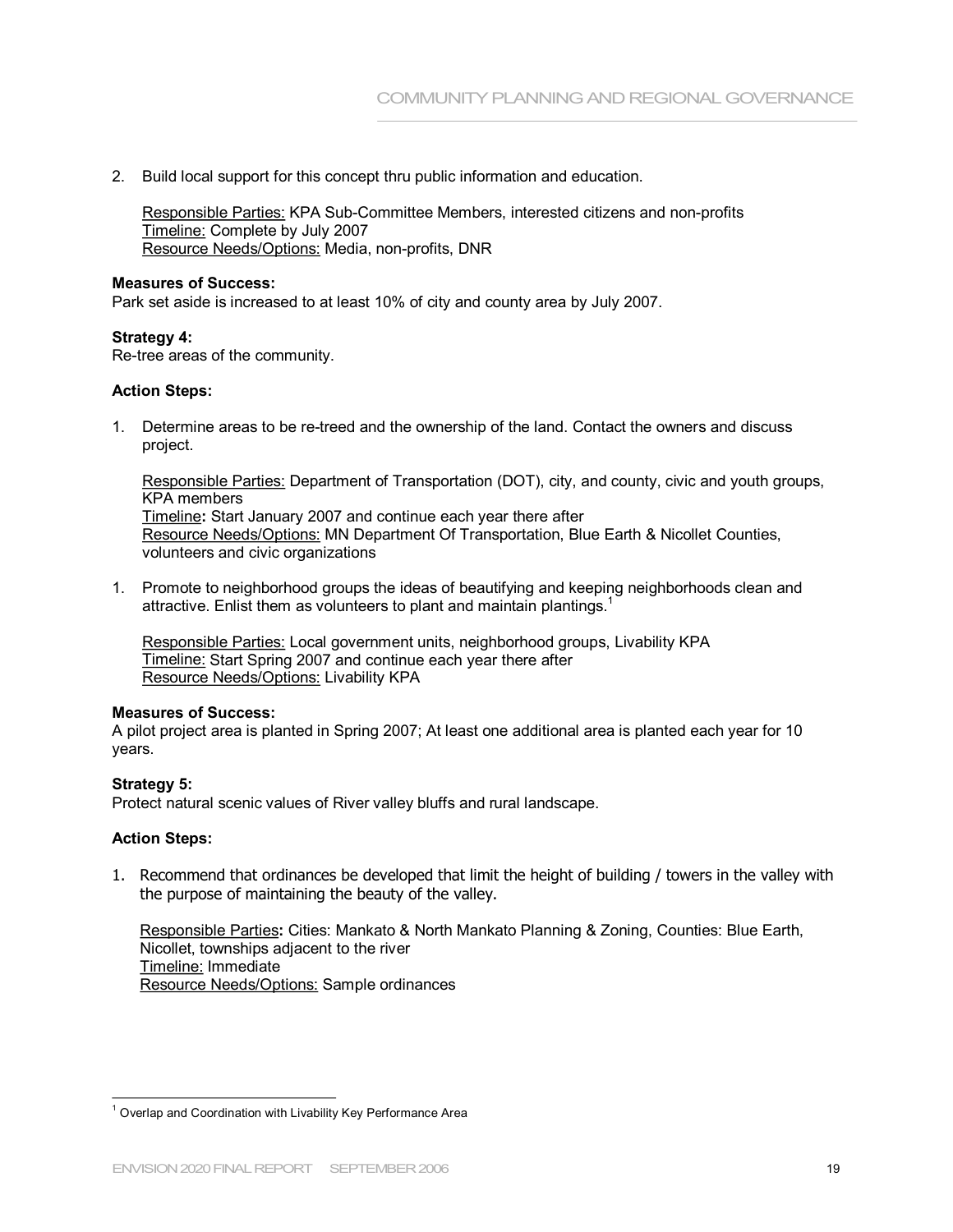2. Build local support for this concept thru public information and education.

   Responsible Parties: KPA Sub-Committee Members, interested citizens and non-profits
   Timeline: Complete by July 2007
   Resource Needs/Options: Media, non-profits, DNR

**Measures of Success:**
Park set aside is increased to at least 10% of city and county area by July 2007.

**Strategy 4:**
Re-tree areas of the community.

**Action Steps:**

1. Determine areas to be re-treed and the ownership of the land. Contact the owners and discuss project.

   Responsible Parties: Department of Transportation (DOT), city, and county, civic and youth groups, KPA members
   Timeline**:** Start January 2007 and continue each year there after
   Resource Needs/Options: MN Department Of Transportation, Blue Earth & Nicollet Counties, volunteers and civic organizations

1. Promote to neighborhood groups the ideas of beautifying and keeping neighborhoods clean and attractive. Enlist them as volunteers to plant and maintain plantings.[1]

   Responsible Parties: Local government units, neighborhood groups, Livability KPA
   Timeline: Start Spring 2007 and continue each year there after
   Resource Needs/Options: Livability KPA

**Measures of Success:**
A pilot project area is planted in Spring 2007; At least one additional area is planted each year for 10 years.

**Strategy 5:**
Protect natural scenic values of River valley bluffs and rural landscape.

**Action Steps:**

1. Recommend that ordinances be developed that limit the height of building / towers in the valley with the purpose of maintaining the beauty of the valley.

   Responsible Parties**:** Cities: Mankato & North Mankato Planning & Zoning, Counties: Blue Earth, Nicollet, townships adjacent to the river
   Timeline: Immediate
   Resource Needs/Options: Sample ordinances

---

[1] Overlap and Coordination with Livability Key Performance Area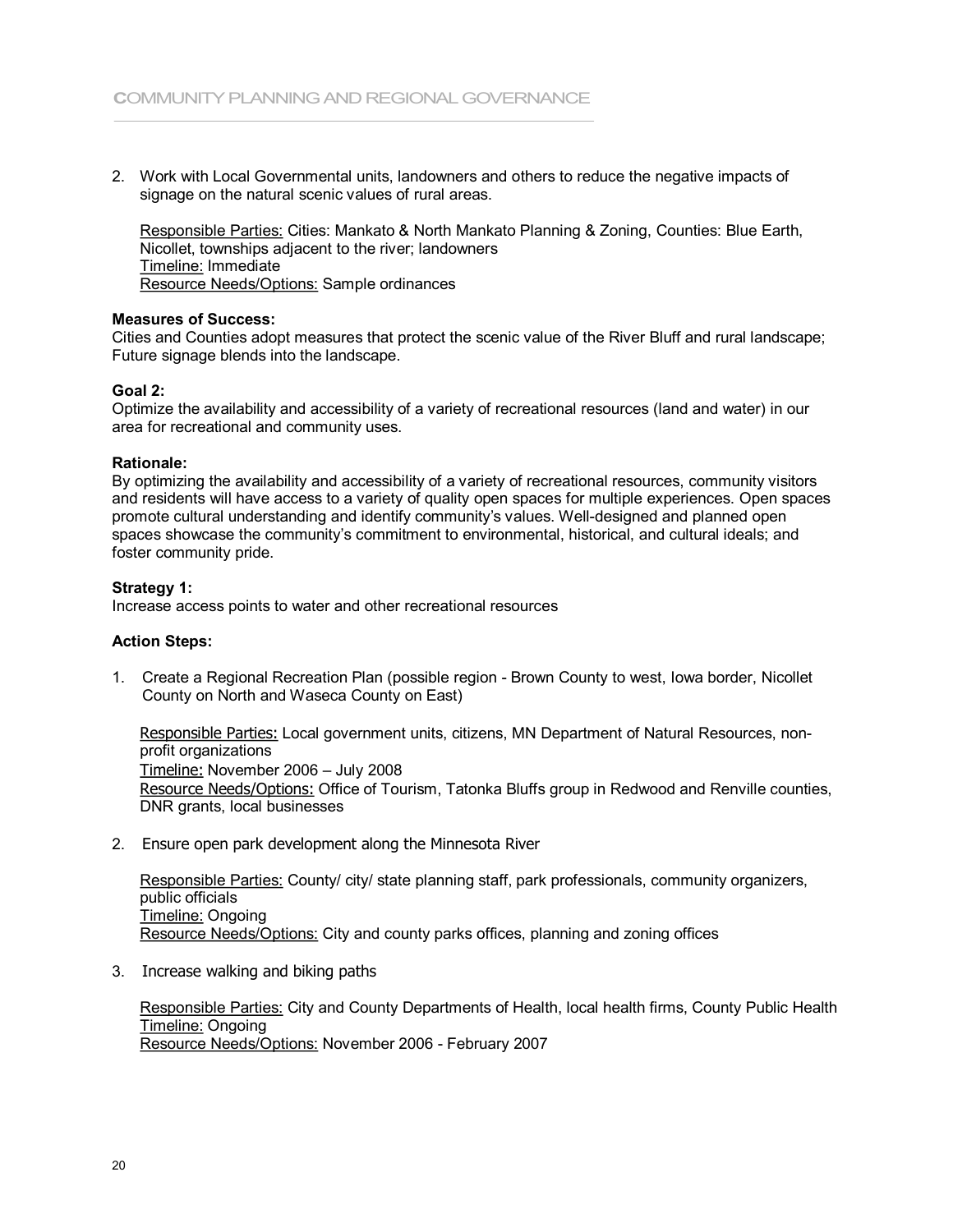2. Work with Local Governmental units, landowners and others to reduce the negative impacts of signage on the natural scenic values of rural areas.

   Responsible Parties: Cities: Mankato & North Mankato Planning & Zoning, Counties: Blue Earth, Nicollet, townships adjacent to the river; landowners
   Timeline: Immediate
   Resource Needs/Options: Sample ordinances

**Measures of Success:**
Cities and Counties adopt measures that protect the scenic value of the River Bluff and rural landscape; Future signage blends into the landscape.

**Goal 2:**
Optimize the availability and accessibility of a variety of recreational resources (land and water) in our area for recreational and community uses.

**Rationale:**
By optimizing the availability and accessibility of a variety of recreational resources, community visitors and residents will have access to a variety of quality open spaces for multiple experiences. Open spaces promote cultural understanding and identify community's values. Well-designed and planned open spaces showcase the community's commitment to environmental, historical, and cultural ideals; and foster community pride.

**Strategy 1:**
Increase access points to water and other recreational resources

**Action Steps:**

1. Create a Regional Recreation Plan (possible region - Brown County to west, Iowa border, Nicollet County on North and Waseca County on East)

   Responsible Parties: Local government units, citizens, MN Department of Natural Resources, non-profit organizations
   Timeline: November 2006 – July 2008
   Resource Needs/Options: Office of Tourism, Tatonka Bluffs group in Redwood and Renville counties, DNR grants, local businesses

2. Ensure open park development along the Minnesota River

   Responsible Parties: County/ city/ state planning staff, park professionals, community organizers, public officials
   Timeline: Ongoing
   Resource Needs/Options: City and county parks offices, planning and zoning offices

3. Increase walking and biking paths

   Responsible Parties: City and County Departments of Health, local health firms, County Public Health
   Timeline: Ongoing
   Resource Needs/Options: November 2006 - February 2007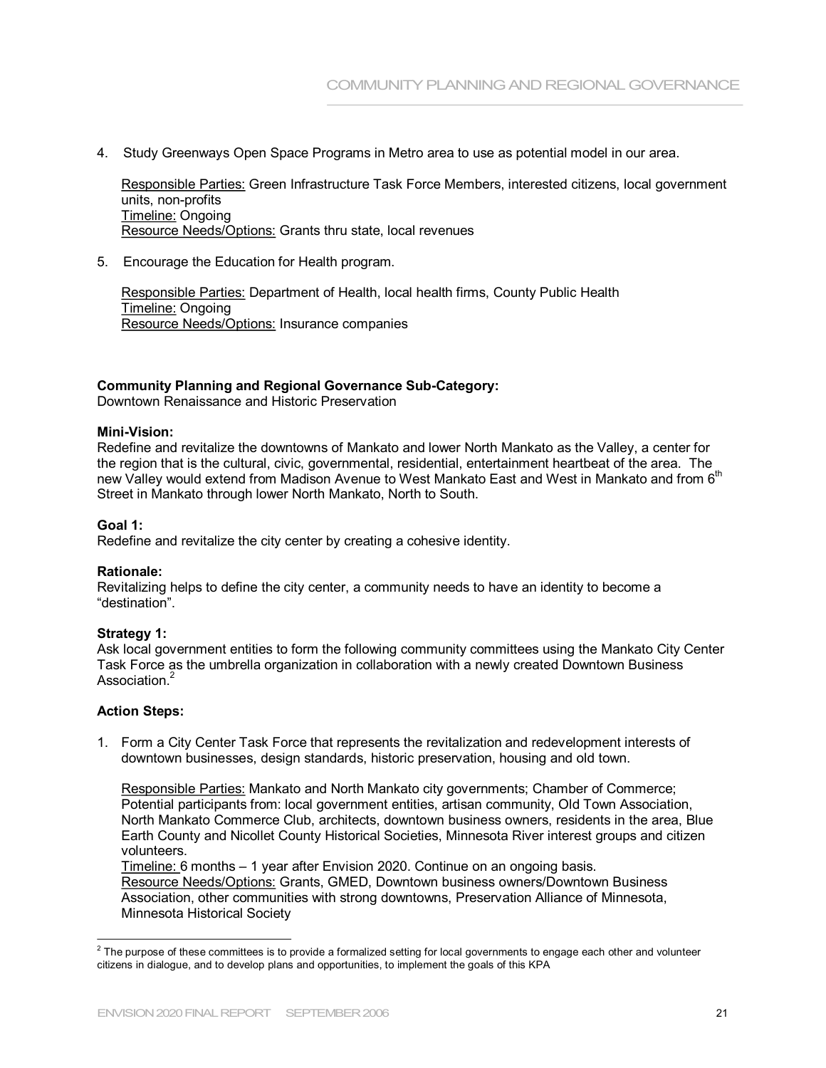4. Study Greenways Open Space Programs in Metro area to use as potential model in our area.

   Responsible Parties: Green Infrastructure Task Force Members, interested citizens, local government units, non-profits
   Timeline: Ongoing
   Resource Needs/Options: Grants thru state, local revenues

5. Encourage the Education for Health program.

   Responsible Parties: Department of Health, local health firms, County Public Health
   Timeline: Ongoing
   Resource Needs/Options: Insurance companies

**Community Planning and Regional Governance Sub-Category:**
Downtown Renaissance and Historic Preservation

**Mini-Vision:**
Redefine and revitalize the downtowns of Mankato and lower North Mankato as the Valley, a center for the region that is the cultural, civic, governmental, residential, entertainment heartbeat of the area. The new Valley would extend from Madison Avenue to West Mankato East and West in Mankato and from 6th Street in Mankato through lower North Mankato, North to South.

**Goal 1:**
Redefine and revitalize the city center by creating a cohesive identity.

**Rationale:**
Revitalizing helps to define the city center, a community needs to have an identity to become a "destination".

**Strategy 1:**
Ask local government entities to form the following community committees using the Mankato City Center Task Force as the umbrella organization in collaboration with a newly created Downtown Business Association.[2]

**Action Steps:**

1. Form a City Center Task Force that represents the revitalization and redevelopment interests of downtown businesses, design standards, historic preservation, housing and old town.

   Responsible Parties: Mankato and North Mankato city governments; Chamber of Commerce; Potential participants from: local government entities, artisan community, Old Town Association, North Mankato Commerce Club, architects, downtown business owners, residents in the area, Blue Earth County and Nicollet County Historical Societies, Minnesota River interest groups and citizen volunteers.
   Timeline: 6 months – 1 year after Envision 2020. Continue on an ongoing basis.
   Resource Needs/Options: Grants, GMED, Downtown business owners/Downtown Business Association, other communities with strong downtowns, Preservation Alliance of Minnesota, Minnesota Historical Society

[2] The purpose of these committees is to provide a formalized setting for local governments to engage each other and volunteer citizens in dialogue, and to develop plans and opportunities, to implement the goals of this KPA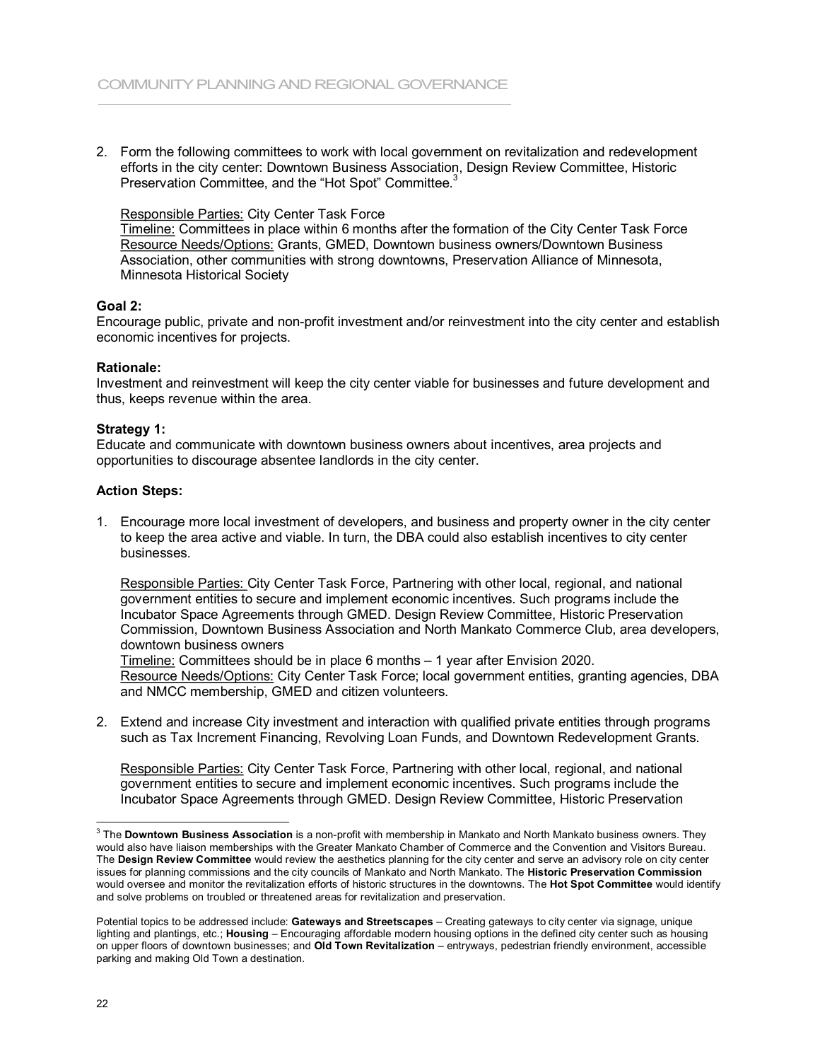2. Form the following committees to work with local government on revitalization and redevelopment efforts in the city center: Downtown Business Association, Design Review Committee, Historic Preservation Committee, and the "Hot Spot" Committee.[3]

   Responsible Parties: City Center Task Force
   Timeline: Committees in place within 6 months after the formation of the City Center Task Force
   Resource Needs/Options: Grants, GMED, Downtown business owners/Downtown Business Association, other communities with strong downtowns, Preservation Alliance of Minnesota, Minnesota Historical Society

**Goal 2:**
Encourage public, private and non-profit investment and/or reinvestment into the city center and establish economic incentives for projects.

**Rationale:**
Investment and reinvestment will keep the city center viable for businesses and future development and thus, keeps revenue within the area.

**Strategy 1:**
Educate and communicate with downtown business owners about incentives, area projects and opportunities to discourage absentee landlords in the city center.

**Action Steps:**

1. Encourage more local investment of developers, and business and property owner in the city center to keep the area active and viable. In turn, the DBA could also establish incentives to city center businesses.

   Responsible Parties: City Center Task Force, Partnering with other local, regional, and national government entities to secure and implement economic incentives. Such programs include the Incubator Space Agreements through GMED. Design Review Committee, Historic Preservation Commission, Downtown Business Association and North Mankato Commerce Club, area developers, downtown business owners
   Timeline: Committees should be in place 6 months – 1 year after Envision 2020.
   Resource Needs/Options: City Center Task Force; local government entities, granting agencies, DBA and NMCC membership, GMED and citizen volunteers.

2. Extend and increase City investment and interaction with qualified private entities through programs such as Tax Increment Financing, Revolving Loan Funds, and Downtown Redevelopment Grants.

   Responsible Parties: City Center Task Force, Partnering with other local, regional, and national government entities to secure and implement economic incentives. Such programs include the Incubator Space Agreements through GMED. Design Review Committee, Historic Preservation

---

[3] The **Downtown Business Association** is a non-profit with membership in Mankato and North Mankato business owners. They would also have liaison memberships with the Greater Mankato Chamber of Commerce and the Convention and Visitors Bureau. The **Design Review Committee** would review the aesthetics planning for the city center and serve an advisory role on city center issues for planning commissions and the city councils of Mankato and North Mankato. The **Historic Preservation Commission** would oversee and monitor the revitalization efforts of historic structures in the downtowns. The **Hot Spot Committee** would identify and solve problems on troubled or threatened areas for revitalization and preservation.

Potential topics to be addressed include: **Gateways and Streetscapes** – Creating gateways to city center via signage, unique lighting and plantings, etc.; **Housing** – Encouraging affordable modern housing options in the defined city center such as housing on upper floors of downtown businesses; and **Old Town Revitalization** – entryways, pedestrian friendly environment, accessible parking and making Old Town a destination.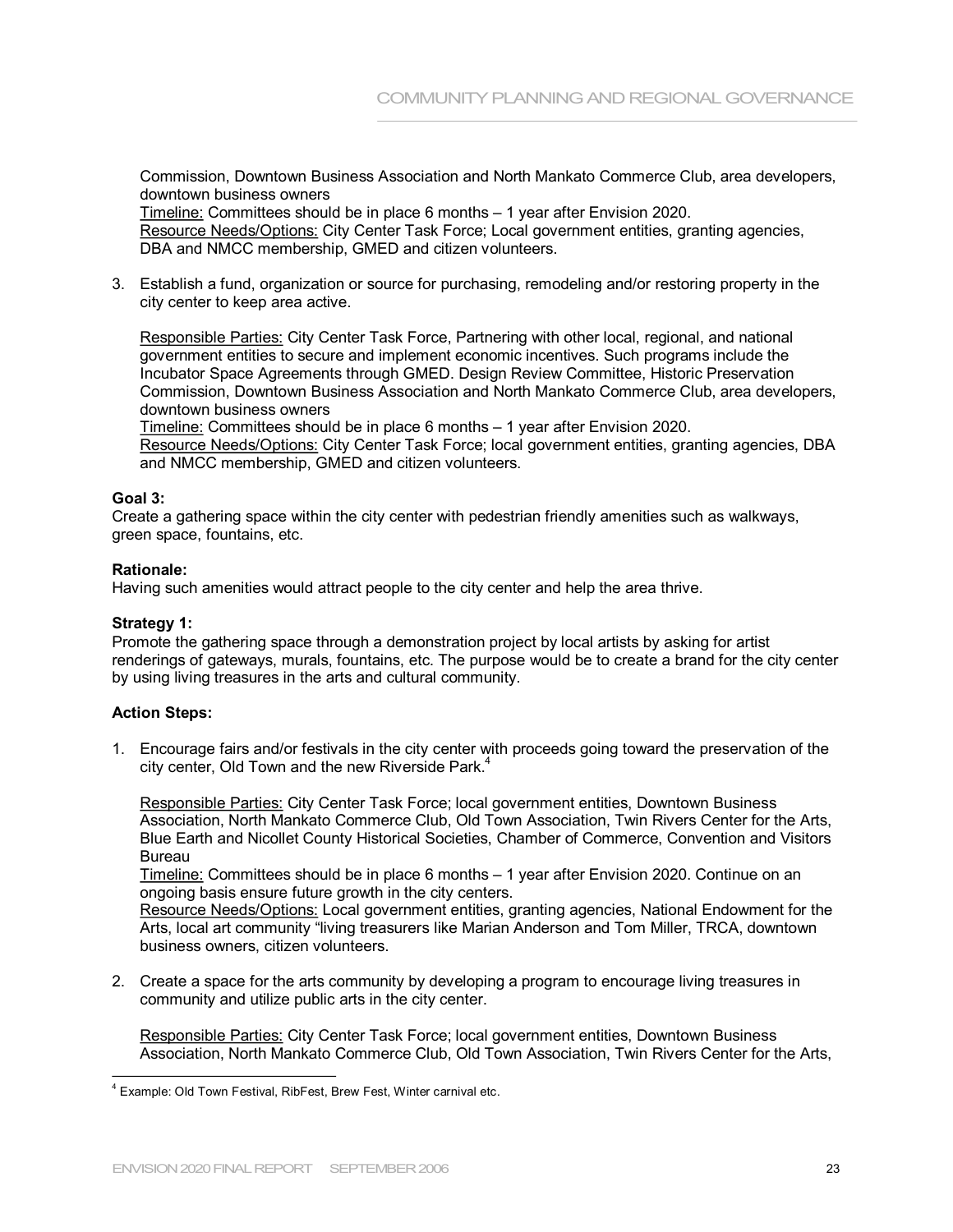Commission, Downtown Business Association and North Mankato Commerce Club, area developers, downtown business owners
Timeline: Committees should be in place 6 months – 1 year after Envision 2020.
Resource Needs/Options: City Center Task Force; Local government entities, granting agencies, DBA and NMCC membership, GMED and citizen volunteers.

3. Establish a fund, organization or source for purchasing, remodeling and/or restoring property in the city center to keep area active.

   Responsible Parties: City Center Task Force, Partnering with other local, regional, and national government entities to secure and implement economic incentives. Such programs include the Incubator Space Agreements through GMED. Design Review Committee, Historic Preservation Commission, Downtown Business Association and North Mankato Commerce Club, area developers, downtown business owners
   Timeline: Committees should be in place 6 months – 1 year after Envision 2020.
   Resource Needs/Options: City Center Task Force; local government entities, granting agencies, DBA and NMCC membership, GMED and citizen volunteers.

**Goal 3:**
Create a gathering space within the city center with pedestrian friendly amenities such as walkways, green space, fountains, etc.

**Rationale:**
Having such amenities would attract people to the city center and help the area thrive.

**Strategy 1:**
Promote the gathering space through a demonstration project by local artists by asking for artist renderings of gateways, murals, fountains, etc. The purpose would be to create a brand for the city center by using living treasures in the arts and cultural community.

**Action Steps:**

1. Encourage fairs and/or festivals in the city center with proceeds going toward the preservation of the city center, Old Town and the new Riverside Park.[4]

   Responsible Parties: City Center Task Force; local government entities, Downtown Business Association, North Mankato Commerce Club, Old Town Association, Twin Rivers Center for the Arts, Blue Earth and Nicollet County Historical Societies, Chamber of Commerce, Convention and Visitors Bureau
   Timeline: Committees should be in place 6 months – 1 year after Envision 2020. Continue on an ongoing basis ensure future growth in the city centers.
   Resource Needs/Options: Local government entities, granting agencies, National Endowment for the Arts, local art community "living treasurers like Marian Anderson and Tom Miller, TRCA, downtown business owners, citizen volunteers.

2. Create a space for the arts community by developing a program to encourage living treasures in community and utilize public arts in the city center.

   Responsible Parties: City Center Task Force; local government entities, Downtown Business Association, North Mankato Commerce Club, Old Town Association, Twin Rivers Center for the Arts,

[4] Example: Old Town Festival, RibFest, Brew Fest, Winter carnival etc.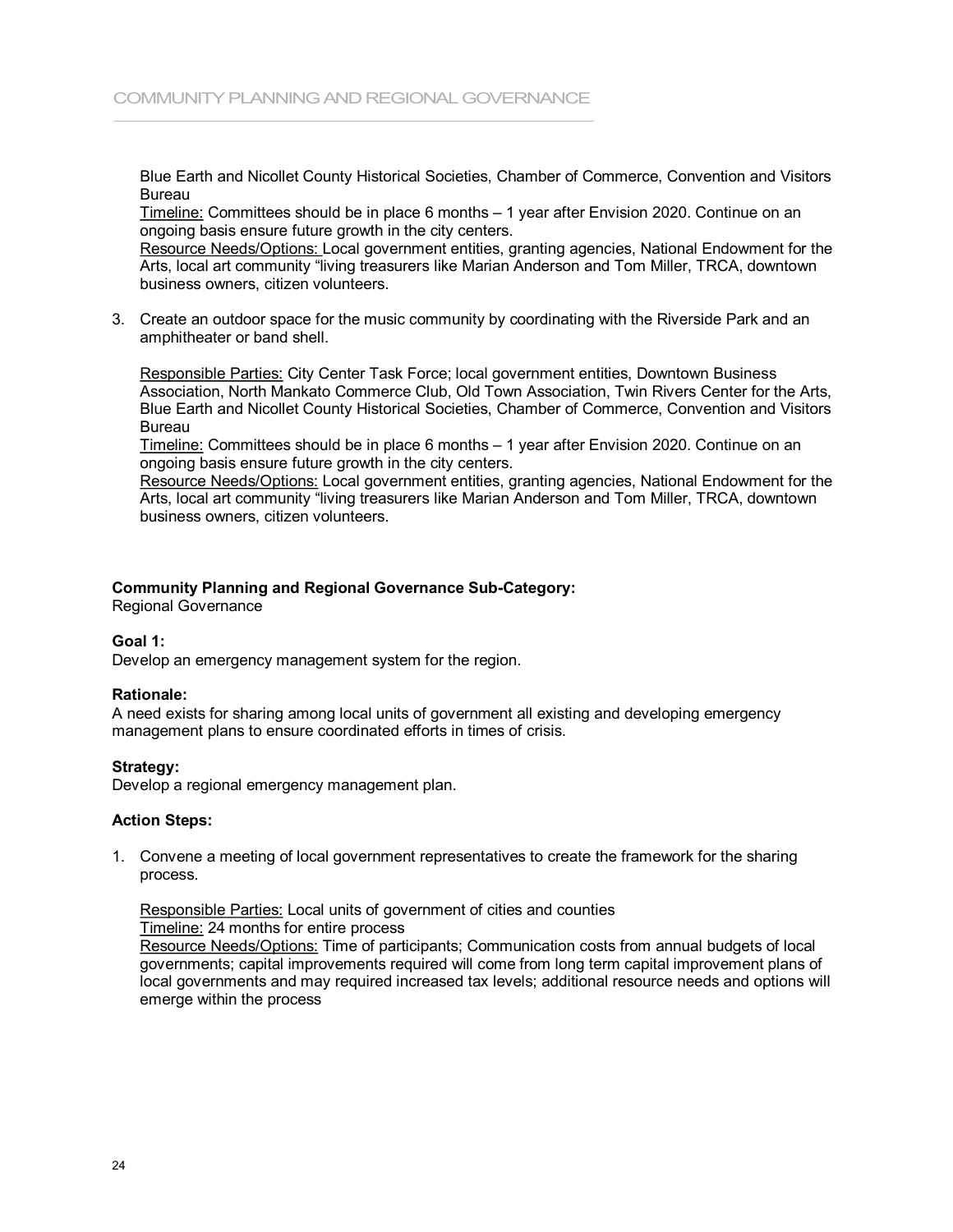Blue Earth and Nicollet County Historical Societies, Chamber of Commerce, Convention and Visitors Bureau
Timeline: Committees should be in place 6 months – 1 year after Envision 2020. Continue on an ongoing basis ensure future growth in the city centers.
Resource Needs/Options: Local government entities, granting agencies, National Endowment for the Arts, local art community "living treasurers like Marian Anderson and Tom Miller, TRCA, downtown business owners, citizen volunteers.

3. Create an outdoor space for the music community by coordinating with the Riverside Park and an amphitheater or band shell.

   Responsible Parties: City Center Task Force; local government entities, Downtown Business Association, North Mankato Commerce Club, Old Town Association, Twin Rivers Center for the Arts, Blue Earth and Nicollet County Historical Societies, Chamber of Commerce, Convention and Visitors Bureau
   Timeline: Committees should be in place 6 months – 1 year after Envision 2020. Continue on an ongoing basis ensure future growth in the city centers.
   Resource Needs/Options: Local government entities, granting agencies, National Endowment for the Arts, local art community "living treasurers like Marian Anderson and Tom Miller, TRCA, downtown business owners, citizen volunteers.

**Community Planning and Regional Governance Sub-Category:**
Regional Governance

**Goal 1:**
Develop an emergency management system for the region.

**Rationale:**
A need exists for sharing among local units of government all existing and developing emergency management plans to ensure coordinated efforts in times of crisis.

**Strategy:**
Develop a regional emergency management plan.

**Action Steps:**

1. Convene a meeting of local government representatives to create the framework for the sharing process.

   Responsible Parties: Local units of government of cities and counties
   Timeline: 24 months for entire process
   Resource Needs/Options: Time of participants; Communication costs from annual budgets of local governments; capital improvements required will come from long term capital improvement plans of local governments and may required increased tax levels; additional resource needs and options will emerge within the process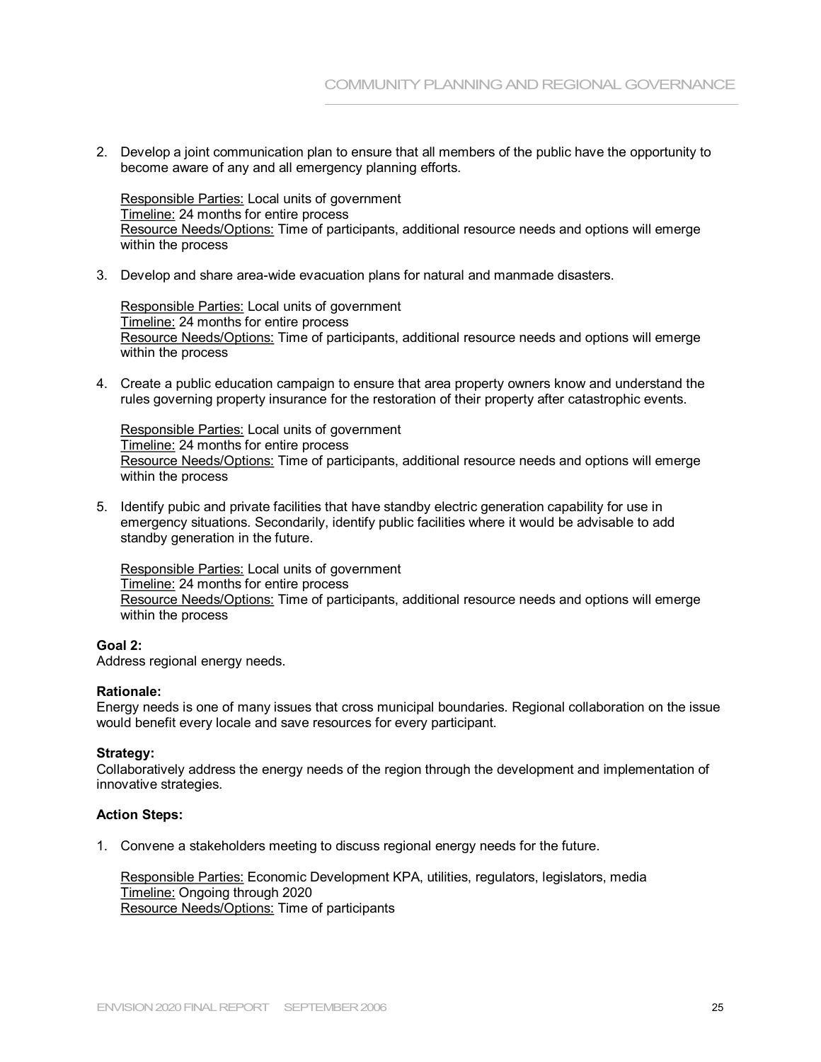2. Develop a joint communication plan to ensure that all members of the public have the opportunity to become aware of any and all emergency planning efforts.

   Responsible Parties: Local units of government
   Timeline: 24 months for entire process
   Resource Needs/Options: Time of participants, additional resource needs and options will emerge within the process

3. Develop and share area-wide evacuation plans for natural and manmade disasters.

   Responsible Parties: Local units of government
   Timeline: 24 months for entire process
   Resource Needs/Options: Time of participants, additional resource needs and options will emerge within the process

4. Create a public education campaign to ensure that area property owners know and understand the rules governing property insurance for the restoration of their property after catastrophic events.

   Responsible Parties: Local units of government
   Timeline: 24 months for entire process
   Resource Needs/Options: Time of participants, additional resource needs and options will emerge within the process

5. Identify pubic and private facilities that have standby electric generation capability for use in emergency situations. Secondarily, identify public facilities where it would be advisable to add standby generation in the future.

   Responsible Parties: Local units of government
   Timeline: 24 months for entire process
   Resource Needs/Options: Time of participants, additional resource needs and options will emerge within the process

**Goal 2:**
Address regional energy needs.

**Rationale:**
Energy needs is one of many issues that cross municipal boundaries. Regional collaboration on the issue would benefit every locale and save resources for every participant.

**Strategy:**
Collaboratively address the energy needs of the region through the development and implementation of innovative strategies.

**Action Steps:**

1. Convene a stakeholders meeting to discuss regional energy needs for the future.

   Responsible Parties: Economic Development KPA, utilities, regulators, legislators, media
   Timeline: Ongoing through 2020
   Resource Needs/Options: Time of participants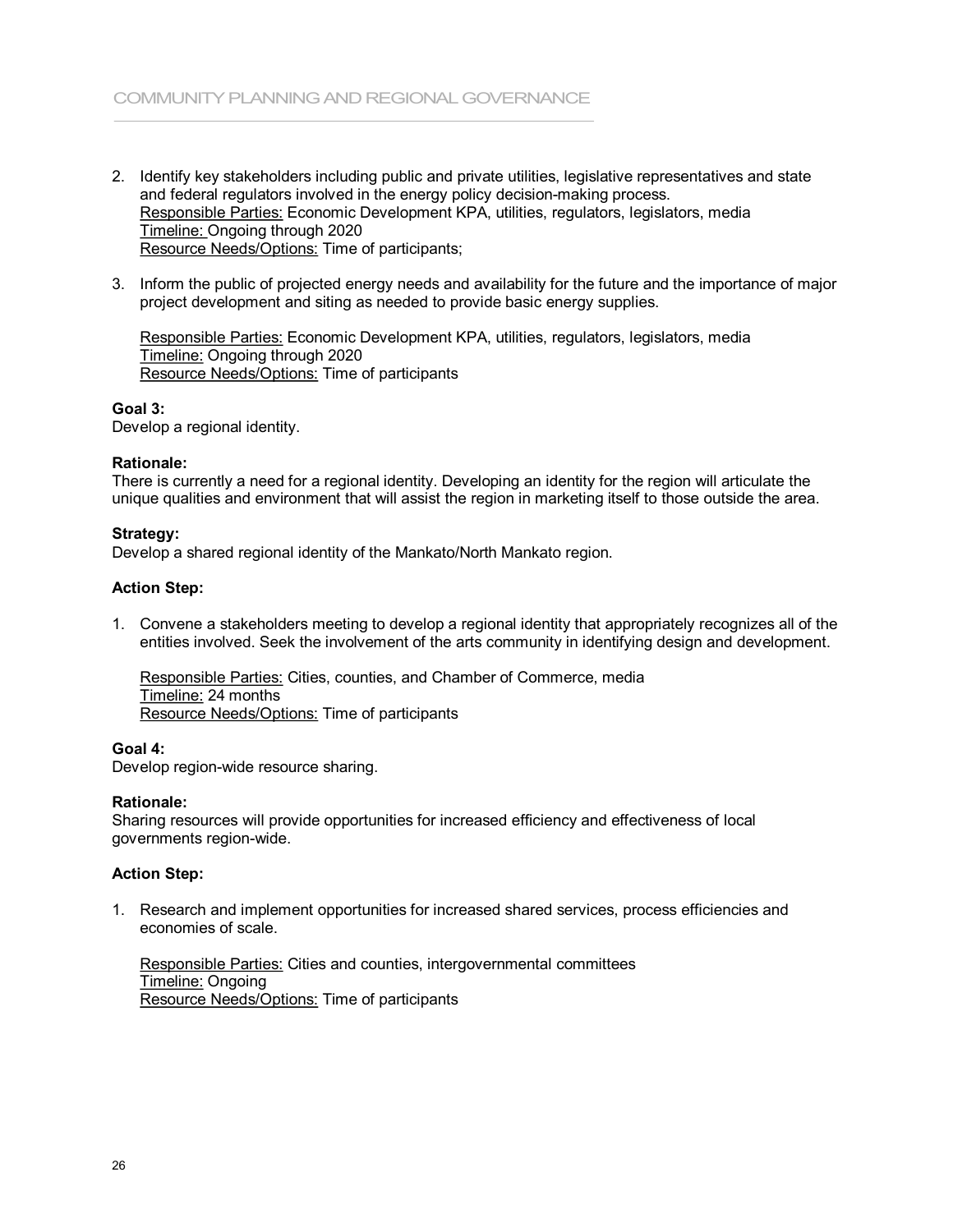2. Identify key stakeholders including public and private utilities, legislative representatives and state and federal regulators involved in the energy policy decision-making process.
   Responsible Parties: Economic Development KPA, utilities, regulators, legislators, media
   Timeline: Ongoing through 2020
   Resource Needs/Options: Time of participants;

3. Inform the public of projected energy needs and availability for the future and the importance of major project development and siting as needed to provide basic energy supplies.

   Responsible Parties: Economic Development KPA, utilities, regulators, legislators, media
   Timeline: Ongoing through 2020
   Resource Needs/Options: Time of participants

**Goal 3:**
Develop a regional identity.

**Rationale:**
There is currently a need for a regional identity. Developing an identity for the region will articulate the unique qualities and environment that will assist the region in marketing itself to those outside the area.

**Strategy:**
Develop a shared regional identity of the Mankato/North Mankato region.

**Action Step:**

1. Convene a stakeholders meeting to develop a regional identity that appropriately recognizes all of the entities involved. Seek the involvement of the arts community in identifying design and development.

   Responsible Parties: Cities, counties, and Chamber of Commerce, media
   Timeline: 24 months
   Resource Needs/Options: Time of participants

**Goal 4:**
Develop region-wide resource sharing.

**Rationale:**
Sharing resources will provide opportunities for increased efficiency and effectiveness of local governments region-wide.

**Action Step:**

1. Research and implement opportunities for increased shared services, process efficiencies and economies of scale.

   Responsible Parties: Cities and counties, intergovernmental committees
   Timeline: Ongoing
   Resource Needs/Options: Time of participants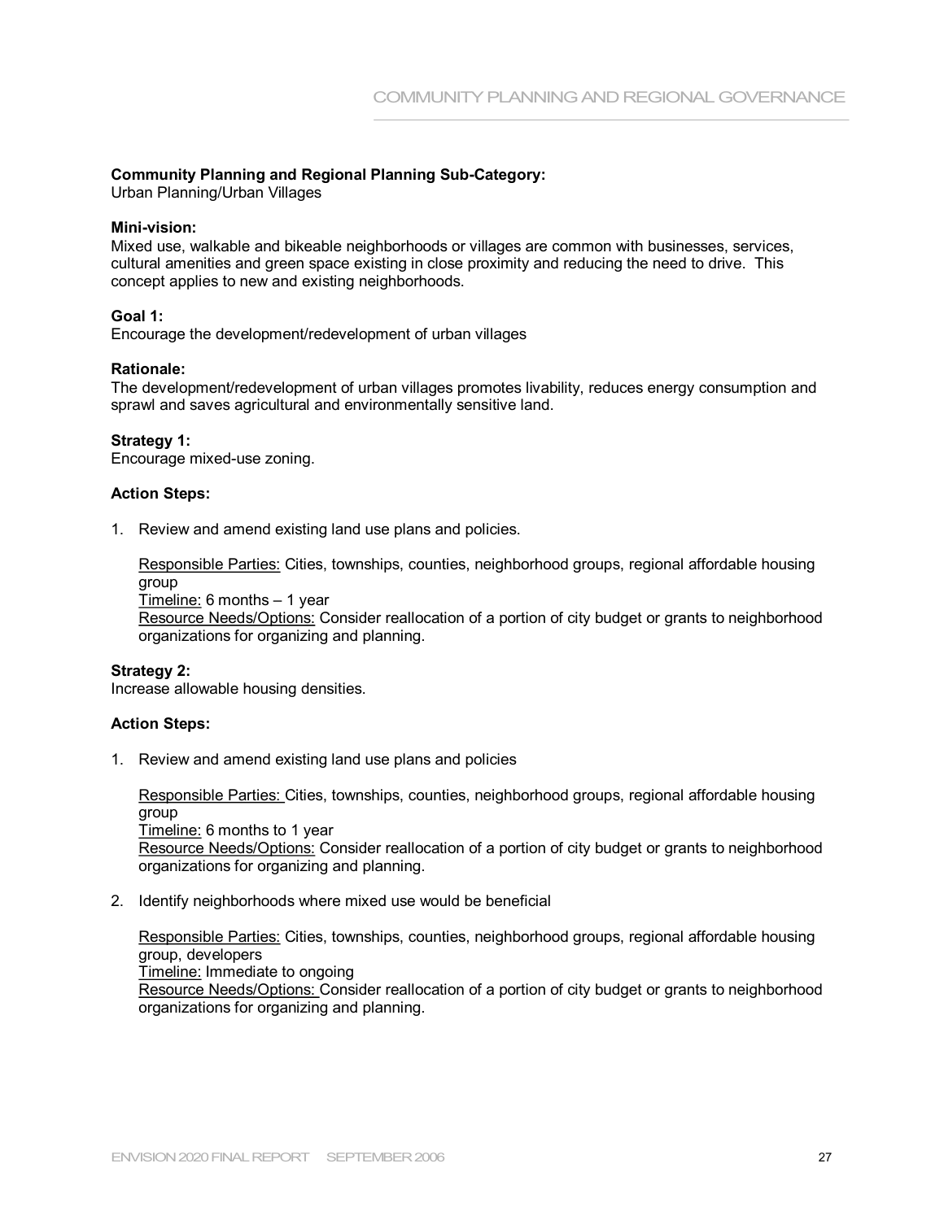**Community Planning and Regional Planning Sub-Category:**
Urban Planning/Urban Villages

**Mini-vision:**
Mixed use, walkable and bikeable neighborhoods or villages are common with businesses, services, cultural amenities and green space existing in close proximity and reducing the need to drive. This concept applies to new and existing neighborhoods.

**Goal 1:**
Encourage the development/redevelopment of urban villages

**Rationale:**
The development/redevelopment of urban villages promotes livability, reduces energy consumption and sprawl and saves agricultural and environmentally sensitive land.

**Strategy 1:**
Encourage mixed-use zoning.

**Action Steps:**

1. Review and amend existing land use plans and policies.

   Responsible Parties: Cities, townships, counties, neighborhood groups, regional affordable housing group
   Timeline: 6 months – 1 year
   Resource Needs/Options: Consider reallocation of a portion of city budget or grants to neighborhood organizations for organizing and planning.

**Strategy 2:**
Increase allowable housing densities.

**Action Steps:**

1. Review and amend existing land use plans and policies

   Responsible Parties: Cities, townships, counties, neighborhood groups, regional affordable housing group
   Timeline: 6 months to 1 year
   Resource Needs/Options: Consider reallocation of a portion of city budget or grants to neighborhood organizations for organizing and planning.

2. Identify neighborhoods where mixed use would be beneficial

   Responsible Parties: Cities, townships, counties, neighborhood groups, regional affordable housing group, developers
   Timeline: Immediate to ongoing
   Resource Needs/Options: Consider reallocation of a portion of city budget or grants to neighborhood organizations for organizing and planning.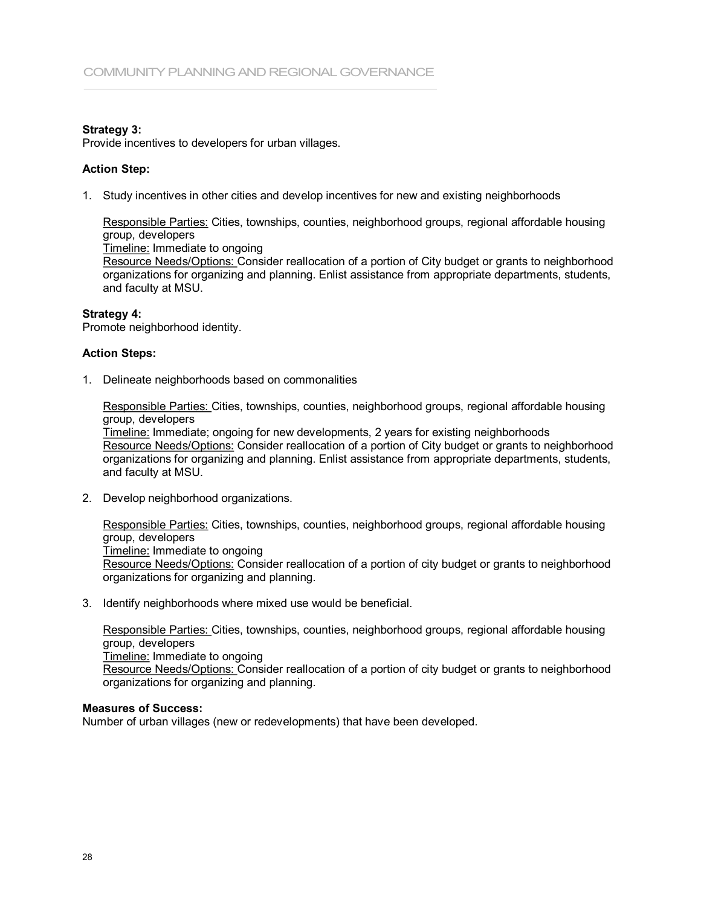**Strategy 3:**
Provide incentives to developers for urban villages.

**Action Step:**

1. Study incentives in other cities and develop incentives for new and existing neighborhoods

   Responsible Parties: Cities, townships, counties, neighborhood groups, regional affordable housing group, developers
   Timeline: Immediate to ongoing
   Resource Needs/Options: Consider reallocation of a portion of City budget or grants to neighborhood organizations for organizing and planning. Enlist assistance from appropriate departments, students, and faculty at MSU.

**Strategy 4:**
Promote neighborhood identity.

**Action Steps:**

1. Delineate neighborhoods based on commonalities

   Responsible Parties: Cities, townships, counties, neighborhood groups, regional affordable housing group, developers
   Timeline: Immediate; ongoing for new developments, 2 years for existing neighborhoods
   Resource Needs/Options: Consider reallocation of a portion of City budget or grants to neighborhood organizations for organizing and planning. Enlist assistance from appropriate departments, students, and faculty at MSU.

2. Develop neighborhood organizations.

   Responsible Parties: Cities, townships, counties, neighborhood groups, regional affordable housing group, developers
   Timeline: Immediate to ongoing
   Resource Needs/Options: Consider reallocation of a portion of city budget or grants to neighborhood organizations for organizing and planning.

3. Identify neighborhoods where mixed use would be beneficial.

   Responsible Parties: Cities, townships, counties, neighborhood groups, regional affordable housing group, developers
   Timeline: Immediate to ongoing
   Resource Needs/Options: Consider reallocation of a portion of city budget or grants to neighborhood organizations for organizing and planning.

**Measures of Success:**
Number of urban villages (new or redevelopments) that have been developed.